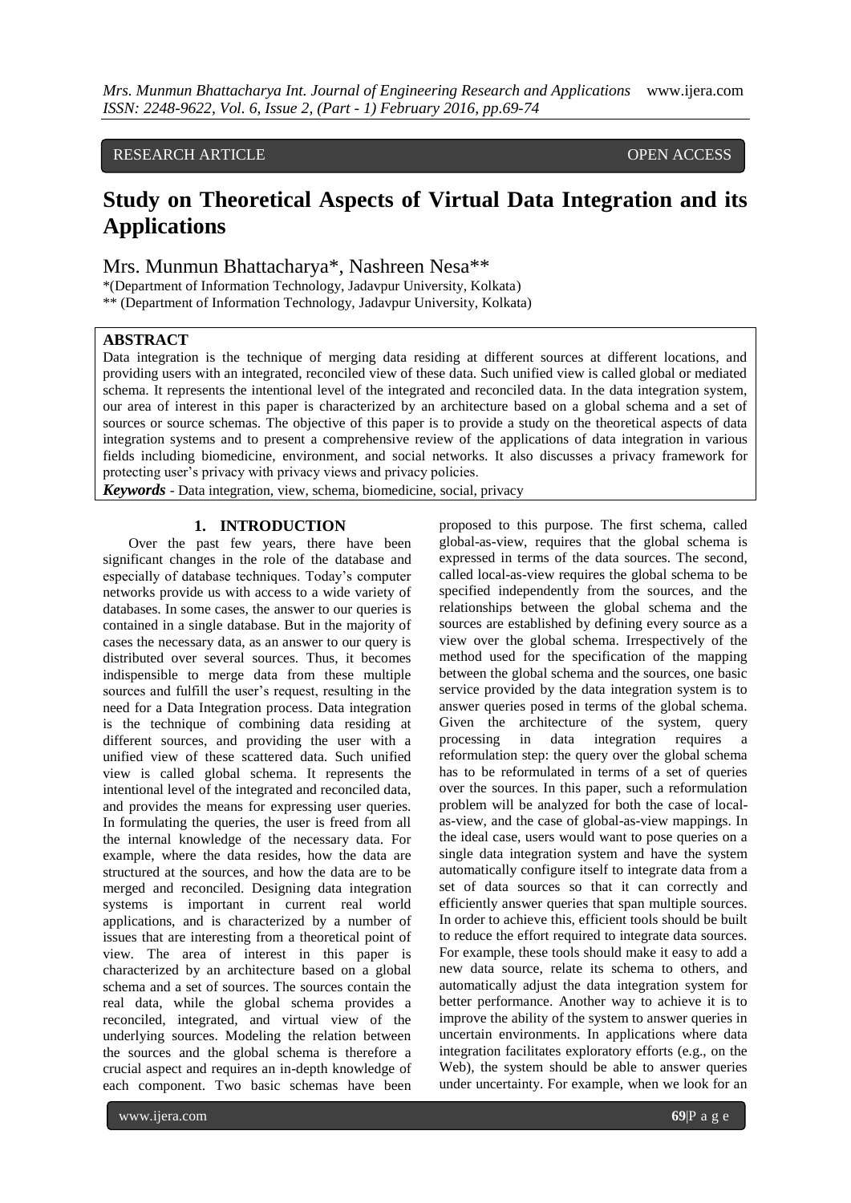RESEARCH ARTICLE OPEN ACCESS

# Study on Theoretical Aspects of Virtual Data Integration and its Applications

Mrs. Munmun Bhattacharya*, Nashreen Nesa**

*(Department of Information Technology, Jadavpur University, Kolkata)
** (Department of Information Technology, Jadavpur University, Kolkata)

## ABSTRACT

Data integration is the technique of merging data residing at different sources at different locations, and providing users with an integrated, reconciled view of these data. Such unified view is called global or mediated schema. It represents the intentional level of the integrated and reconciled data. In the data integration system, our area of interest in this paper is characterized by an architecture based on a global schema and a set of sources or source schemas. The objective of this paper is to provide a study on the theoretical aspects of data integration systems and to present a comprehensive review of the applications of data integration in various fields including biomedicine, environment, and social networks. It also discusses a privacy framework for protecting user's privacy with privacy views and privacy policies.

***Keywords*** - Data integration, view, schema, biomedicine, social, privacy

## 1. INTRODUCTION

Over the past few years, there have been significant changes in the role of the database and especially of database techniques. Today's computer networks provide us with access to a wide variety of databases. In some cases, the answer to our queries is contained in a single database. But in the majority of cases the necessary data, as an answer to our query is distributed over several sources. Thus, it becomes indispensible to merge data from these multiple sources and fulfill the user's request, resulting in the need for a Data Integration process. Data integration is the technique of combining data residing at different sources, and providing the user with a unified view of these scattered data. Such unified view is called global schema. It represents the intentional level of the integrated and reconciled data, and provides the means for expressing user queries. In formulating the queries, the user is freed from all the internal knowledge of the necessary data. For example, where the data resides, how the data are structured at the sources, and how the data are to be merged and reconciled. Designing data integration systems is important in current real world applications, and is characterized by a number of issues that are interesting from a theoretical point of view. The area of interest in this paper is characterized by an architecture based on a global schema and a set of sources. The sources contain the real data, while the global schema provides a reconciled, integrated, and virtual view of the underlying sources. Modeling the relation between the sources and the global schema is therefore a crucial aspect and requires an in-depth knowledge of each component. Two basic schemas have been proposed to this purpose. The first schema, called global-as-view, requires that the global schema is expressed in terms of the data sources. The second, called local-as-view requires the global schema to be specified independently from the sources, and the relationships between the global schema and the sources are established by defining every source as a view over the global schema. Irrespectively of the method used for the specification of the mapping between the global schema and the sources, one basic service provided by the data integration system is to answer queries posed in terms of the global schema. Given the architecture of the system, query processing in data integration requires a reformulation step: the query over the global schema has to be reformulated in terms of a set of queries over the sources. In this paper, such a reformulation problem will be analyzed for both the case of local-as-view, and the case of global-as-view mappings. In the ideal case, users would want to pose queries on a single data integration system and have the system automatically configure itself to integrate data from a set of data sources so that it can correctly and efficiently answer queries that span multiple sources. In order to achieve this, efficient tools should be built to reduce the effort required to integrate data sources. For example, these tools should make it easy to add a new data source, relate its schema to others, and automatically adjust the data integration system for better performance. Another way to achieve it is to improve the ability of the system to answer queries in uncertain environments. In applications where data integration facilitates exploratory efforts (e.g., on the Web), the system should be able to answer queries under uncertainty. For example, when we look for an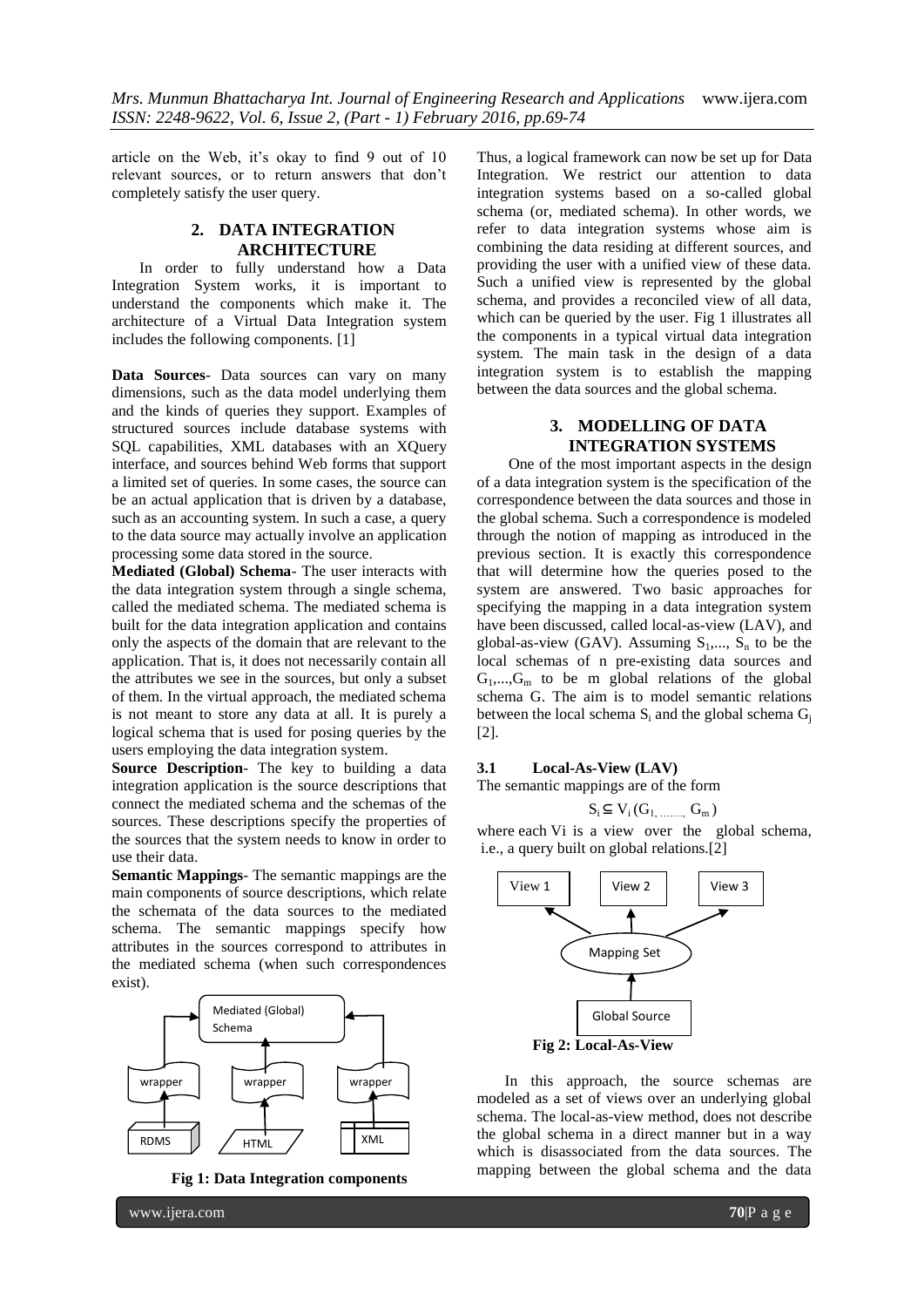article on the Web, it's okay to find 9 out of 10 relevant sources, or to return answers that don't completely satisfy the user query.

## 2. DATA INTEGRATION ARCHITECTURE

In order to fully understand how a Data Integration System works, it is important to understand the components which make it. The architecture of a Virtual Data Integration system includes the following components. [1]

**Data Sources**- Data sources can vary on many dimensions, such as the data model underlying them and the kinds of queries they support. Examples of structured sources include database systems with SQL capabilities, XML databases with an XQuery interface, and sources behind Web forms that support a limited set of queries. In some cases, the source can be an actual application that is driven by a database, such as an accounting system. In such a case, a query to the data source may actually involve an application processing some data stored in the source.

**Mediated (Global) Schema**- The user interacts with the data integration system through a single schema, called the mediated schema. The mediated schema is built for the data integration application and contains only the aspects of the domain that are relevant to the application. That is, it does not necessarily contain all the attributes we see in the sources, but only a subset of them. In the virtual approach, the mediated schema is not meant to store any data at all. It is purely a logical schema that is used for posing queries by the users employing the data integration system.

**Source Description**- The key to building a data integration application is the source descriptions that connect the mediated schema and the schemas of the sources. These descriptions specify the properties of the sources that the system needs to know in order to use their data.

**Semantic Mappings**- The semantic mappings are the main components of source descriptions, which relate the schemata of the data sources to the mediated schema. The semantic mappings specify how attributes in the sources correspond to attributes in the mediated schema (when such correspondences exist).

Mediated (Global) Schema

wrapper

wrapper

wrapper

RDMS

HTML

XML

**Fig 1: Data Integration components**

Thus, a logical framework can now be set up for Data Integration. We restrict our attention to data integration systems based on a so-called global schema (or, mediated schema). In other words, we refer to data integration systems whose aim is combining the data residing at different sources, and providing the user with a unified view of these data. Such a unified view is represented by the global schema, and provides a reconciled view of all data, which can be queried by the user. Fig 1 illustrates all the components in a typical virtual data integration system. The main task in the design of a data integration system is to establish the mapping between the data sources and the global schema.

## 3. MODELLING OF DATA INTEGRATION SYSTEMS

One of the most important aspects in the design of a data integration system is the specification of the correspondence between the data sources and those in the global schema. Such a correspondence is modeled through the notion of mapping as introduced in the previous section. It is exactly this correspondence that will determine how the queries posed to the system are answered. Two basic approaches for specifying the mapping in a data integration system have been discussed, called local-as-view (LAV), and global-as-view (GAV). Assuming $S_1,..., S_n$ to be the local schemas of n pre-existing data sources and $G_1,...,G_m$ to be m global relations of the global schema G. The aim is to model semantic relations between the local schema $S_i$ and the global schema $G_j$ [2].

### 3.1 Local-As-View (LAV)

The semantic mappings are of the form

$$S_i \subseteq V_i (G_1, \ldots, G_m)$$

where each Vi is a view over the global schema, i.e., a query built on global relations.[2]

View 1

View 2

View 3

Mapping Set

Global Source

**Fig 2: Local-As-View**

In this approach, the source schemas are modeled as a set of views over an underlying global schema. The local-as-view method, does not describe the global schema in a direct manner but in a way which is disassociated from the data sources. The mapping between the global schema and the data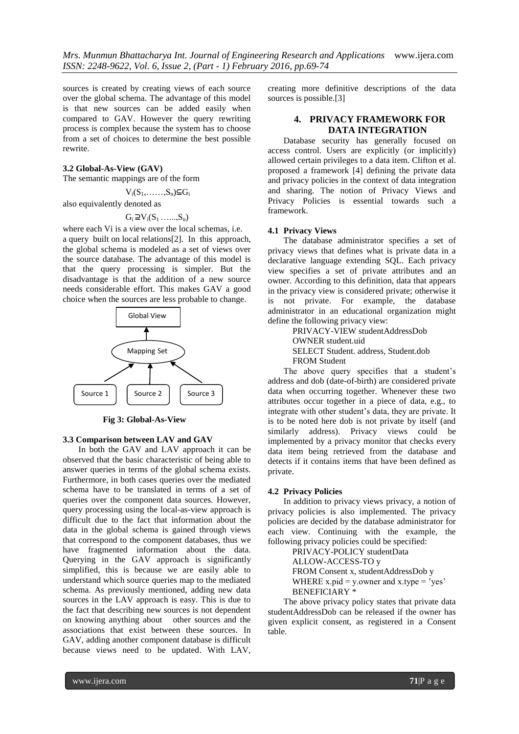sources is created by creating views of each source over the global schema. The advantage of this model is that new sources can be added easily when compared to GAV. However the query rewriting process is complex because the system has to choose from a set of choices to determine the best possible rewrite.

### 3.2 Global-As-View (GAV)

The semantic mappings are of the form

$$V_i(S_1,\ldots\ldots,S_n) \subseteq G_i$$

also equivalently denoted as

$$G_i \supseteq V_i(S_1 \ldots\ldots,S_n)$$

where each Vi is a view over the local schemas, i.e. a query built on local relations[2]. In this approach, the global schema is modeled as a set of views over the source database. The advantage of this model is that the query processing is simpler. But the disadvantage is that the addition of a new source needs considerable effort. This makes GAV a good choice when the sources are less probable to change.

Global View

Mapping Set

Source 1

Source 2

Source 3

**Fig 3: Global-As-View**

### 3.3 Comparison between LAV and GAV

In both the GAV and LAV approach it can be observed that the basic characteristic of being able to answer queries in terms of the global schema exists. Furthermore, in both cases queries over the mediated schema have to be translated in terms of a set of queries over the component data sources. However, query processing using the local-as-view approach is difficult due to the fact that information about the data in the global schema is gained through views that correspond to the component databases, thus we have fragmented information about the data. Querying in the GAV approach is significantly simplified, this is because we are easily able to understand which source queries map to the mediated schema. As previously mentioned, adding new data sources in the LAV approach is easy. This is due to the fact that describing new sources is not dependent on knowing anything about other sources and the associations that exist between these sources. In GAV, adding another component database is difficult because views need to be updated. With LAV, creating more definitive descriptions of the data sources is possible.[3]

## 4. PRIVACY FRAMEWORK FOR DATA INTEGRATION

Database security has generally focused on access control. Users are explicitly (or implicitly) allowed certain privileges to a data item. Clifton et al. proposed a framework [4] defining the private data and privacy policies in the context of data integration and sharing. The notion of Privacy Views and Privacy Policies is essential towards such a framework.

### 4.1 Privacy Views

The database administrator specifies a set of privacy views that defines what is private data in a declarative language extending SQL. Each privacy view specifies a set of private attributes and an owner. According to this definition, data that appears in the privacy view is considered private; otherwise it is not private. For example, the database administrator in an educational organization might define the following privacy view:

```
PRIVACY-VIEW studentAddressDob
OWNER student.uid
SELECT Student. address, Student.dob
FROM Student
```

The above query specifies that a student's address and dob (date-of-birth) are considered private data when occurring together. Whenever these two attributes occur together in a piece of data, e.g., to integrate with other student's data, they are private. It is to be noted here dob is not private by itself (and similarly address). Privacy views could be implemented by a privacy monitor that checks every data item being retrieved from the database and detects if it contains items that have been defined as private.

### 4.2 Privacy Policies

In addition to privacy views privacy, a notion of privacy policies is also implemented. The privacy policies are decided by the database administrator for each view. Continuing with the example, the following privacy policies could be specified:

```
PRIVACY-POLICY studentData
ALLOW-ACCESS-TO y
FROM Consent x, studentAddressDob y
WHERE x.pid = y.owner and x.type = 'yes'
BENEFICIARY *
```

The above privacy policy states that private data studentAddressDob can be released if the owner has given explicit consent, as registered in a Consent table.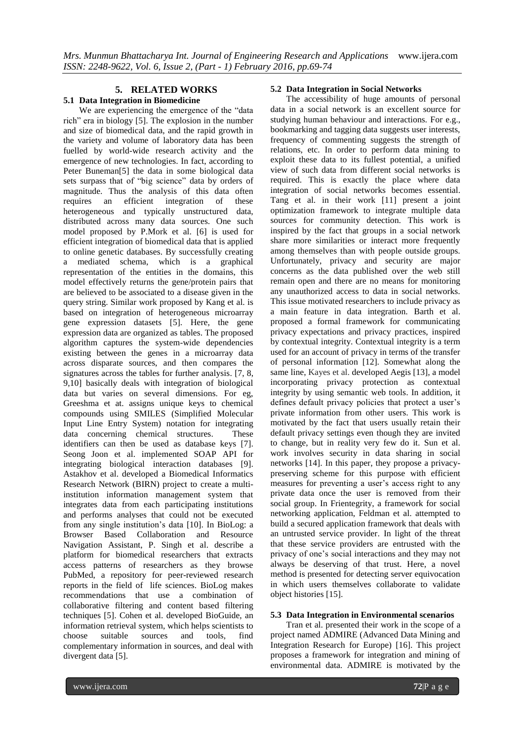## 5. RELATED WORKS

### 5.1 Data Integration in Biomedicine

We are experiencing the emergence of the "data rich" era in biology [5]. The explosion in the number and size of biomedical data, and the rapid growth in the variety and volume of laboratory data has been fuelled by world-wide research activity and the emergence of new technologies. In fact, according to Peter Buneman[5] the data in some biological data sets surpass that of "big science" data by orders of magnitude. Thus the analysis of this data often requires an efficient integration of these heterogeneous and typically unstructured data, distributed across many data sources. One such model proposed by P.Mork et al. [6] is used for efficient integration of biomedical data that is applied to online genetic databases. By successfully creating a mediated schema, which is a graphical representation of the entities in the domains, this model effectively returns the gene/protein pairs that are believed to be associated to a disease given in the query string. Similar work proposed by Kang et al. is based on integration of heterogeneous microarray gene expression datasets [5]. Here, the gene expression data are organized as tables. The proposed algorithm captures the system-wide dependencies existing between the genes in a microarray data across disparate sources, and then compares the signatures across the tables for further analysis. [7, 8, 9,10] basically deals with integration of biological data but varies on several dimensions. For eg, Greeshma et at. assigns unique keys to chemical compounds using SMILES (Simplified Molecular Input Line Entry System) notation for integrating data concerning chemical structures. These identifiers can then be used as database keys [7]. Seong Joon et al. implemented SOAP API for integrating biological interaction databases [9]. Astakhov et al. developed a Biomedical Informatics Research Network (BIRN) project to create a multi-institution information management system that integrates data from each participating institutions and performs analyses that could not be executed from any single institution's data [10]. In BioLog: a Browser Based Collaboration and Resource Navigation Assistant, P. Singh et al. describe a platform for biomedical researchers that extracts access patterns of researchers as they browse PubMed, a repository for peer-reviewed research reports in the field of life sciences. BioLog makes recommendations that use a combination of collaborative filtering and content based filtering techniques [5]. Cohen et al. developed BioGuide, an information retrieval system, which helps scientists to choose suitable sources and tools, find complementary information in sources, and deal with divergent data [5].

### 5.2 Data Integration in Social Networks

The accessibility of huge amounts of personal data in a social network is an excellent source for studying human behaviour and interactions. For e.g., bookmarking and tagging data suggests user interests, frequency of commenting suggests the strength of relations, etc. In order to perform data mining to exploit these data to its fullest potential, a unified view of such data from different social networks is required. This is exactly the place where data integration of social networks becomes essential. Tang et al. in their work [11] present a joint optimization framework to integrate multiple data sources for community detection. This work is inspired by the fact that groups in a social network share more similarities or interact more frequently among themselves than with people outside groups. Unfortunately, privacy and security are major concerns as the data published over the web still remain open and there are no means for monitoring any unauthorized access to data in social networks. This issue motivated researchers to include privacy as a main feature in data integration. Barth et al. proposed a formal framework for communicating privacy expectations and privacy practices, inspired by contextual integrity. Contextual integrity is a term used for an account of privacy in terms of the transfer of personal information [12]. Somewhat along the same line, Kayes et al. developed Aegis [13], a model incorporating privacy protection as contextual integrity by using semantic web tools. In addition, it defines default privacy policies that protect a user's private information from other users. This work is motivated by the fact that users usually retain their default privacy settings even though they are invited to change, but in reality very few do it. Sun et al. work involves security in data sharing in social networks [14]. In this paper, they propose a privacy-preserving scheme for this purpose with efficient measures for preventing a user's access right to any private data once the user is removed from their social group. In Frientegrity, a framework for social networking application, Feldman et al. attempted to build a secured application framework that deals with an untrusted service provider. In light of the threat that these service providers are entrusted with the privacy of one's social interactions and they may not always be deserving of that trust. Here, a novel method is presented for detecting server equivocation in which users themselves collaborate to validate object histories [15].

### 5.3 Data Integration in Environmental scenarios

Tran et al. presented their work in the scope of a project named ADMIRE (Advanced Data Mining and Integration Research for Europe) [16]. This project proposes a framework for integration and mining of environmental data. ADMIRE is motivated by the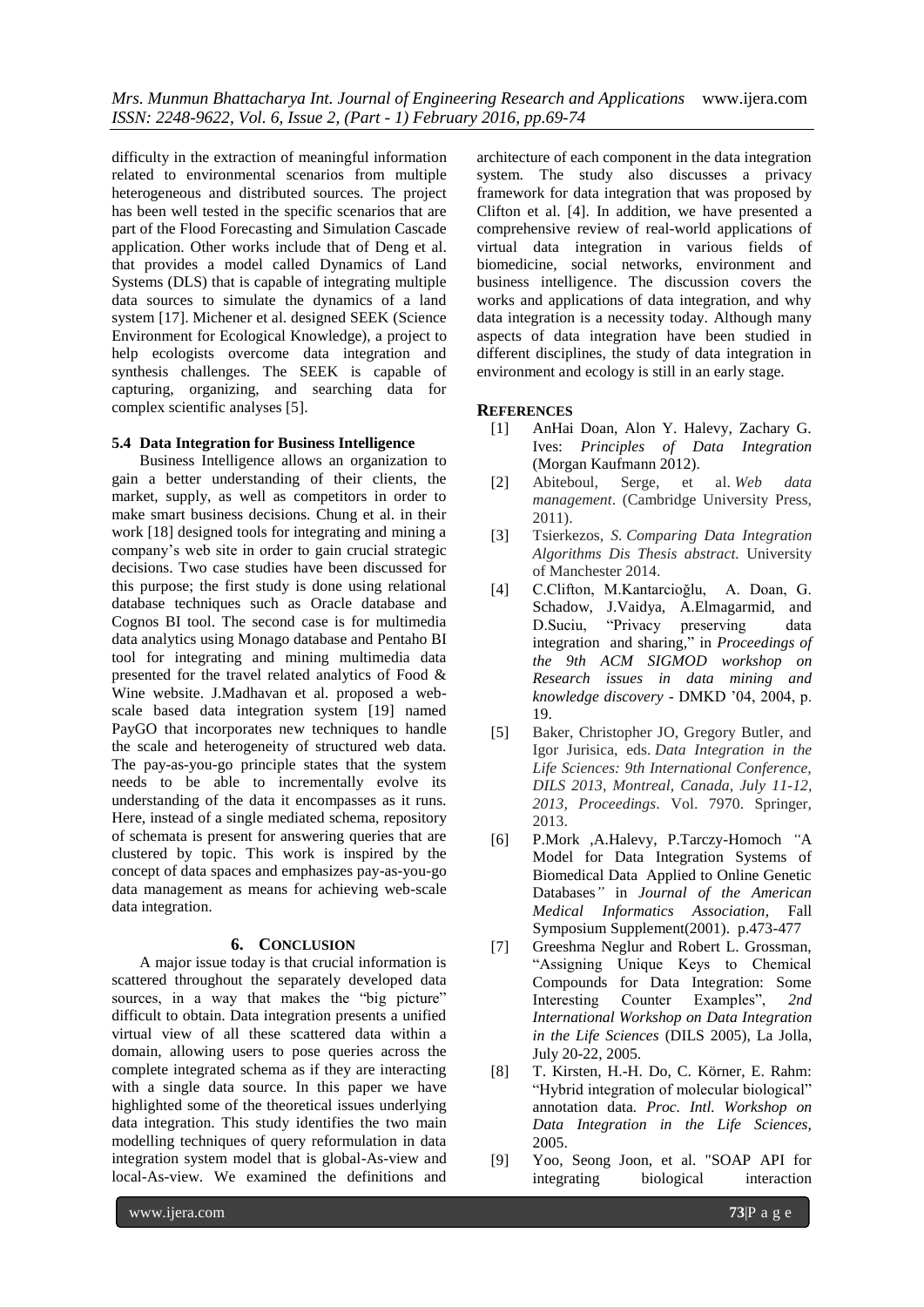difficulty in the extraction of meaningful information related to environmental scenarios from multiple heterogeneous and distributed sources. The project has been well tested in the specific scenarios that are part of the Flood Forecasting and Simulation Cascade application. Other works include that of Deng et al. that provides a model called Dynamics of Land Systems (DLS) that is capable of integrating multiple data sources to simulate the dynamics of a land system [17]. Michener et al. designed SEEK (Science Environment for Ecological Knowledge), a project to help ecologists overcome data integration and synthesis challenges. The SEEK is capable of capturing, organizing, and searching data for complex scientific analyses [5].

### 5.4 Data Integration for Business Intelligence

Business Intelligence allows an organization to gain a better understanding of their clients, the market, supply, as well as competitors in order to make smart business decisions. Chung et al. in their work [18] designed tools for integrating and mining a company's web site in order to gain crucial strategic decisions. Two case studies have been discussed for this purpose; the first study is done using relational database techniques such as Oracle database and Cognos BI tool. The second case is for multimedia data analytics using Monago database and Pentaho BI tool for integrating and mining multimedia data presented for the travel related analytics of Food & Wine website. J.Madhavan et al. proposed a web-scale based data integration system [19] named PayGO that incorporates new techniques to handle the scale and heterogeneity of structured web data. The pay-as-you-go principle states that the system needs to be able to incrementally evolve its understanding of the data it encompasses as it runs. Here, instead of a single mediated schema, repository of schemata is present for answering queries that are clustered by topic. This work is inspired by the concept of data spaces and emphasizes pay-as-you-go data management as means for achieving web-scale data integration.

## 6. CONCLUSION

A major issue today is that crucial information is scattered throughout the separately developed data sources, in a way that makes the "big picture" difficult to obtain. Data integration presents a unified virtual view of all these scattered data within a domain, allowing users to pose queries across the complete integrated schema as if they are interacting with a single data source. In this paper we have highlighted some of the theoretical issues underlying data integration. This study identifies the two main modelling techniques of query reformulation in data integration system model that is global-As-view and local-As-view. We examined the definitions and architecture of each component in the data integration system. The study also discusses a privacy framework for data integration that was proposed by Clifton et al. [4]. In addition, we have presented a comprehensive review of real-world applications of virtual data integration in various fields of biomedicine, social networks, environment and business intelligence. The discussion covers the works and applications of data integration, and why data integration is a necessity today. Although many aspects of data integration have been studied in different disciplines, the study of data integration in environment and ecology is still in an early stage.

## REFERENCES

[1] AnHai Doan, Alon Y. Halevy, Zachary G. Ives: *Principles of Data Integration* (Morgan Kaufmann 2012).

[2] Abiteboul, Serge, et al. *Web data management*. (Cambridge University Press, 2011).

[3] Tsierkezos, *S. Comparing Data Integration Algorithms Dis Thesis abstract.* University of Manchester 2014.

[4] C.Clifton, M.Kantarcioğlu, A. Doan, G. Schadow, J.Vaidya, A.Elmagarmid, and D.Suciu, "Privacy preserving data integration and sharing," in *Proceedings of the 9th ACM SIGMOD workshop on Research issues in data mining and knowledge discovery* - DMKD '04, 2004, p. 19.

[5] Baker, Christopher JO, Gregory Butler, and Igor Jurisica, eds. *Data Integration in the Life Sciences: 9th International Conference, DILS 2013, Montreal, Canada, July 11-12, 2013, Proceedings*. Vol. 7970. Springer, 2013.

[6] P.Mork ,A.Halevy, P.Tarczy-Homoch *"*A Model for Data Integration Systems of Biomedical Data Applied to Online Genetic Databases*"* in *Journal of the American Medical Informatics Association*, Fall Symposium Supplement(2001). p.473-477

[7] Greeshma Neglur and Robert L. Grossman, "Assigning Unique Keys to Chemical Compounds for Data Integration: Some Interesting Counter Examples", *2nd International Workshop on Data Integration in the Life Sciences* (DILS 2005), La Jolla, July 20-22, 2005.

[8] T. Kirsten, H.-H. Do, C. Körner, E. Rahm: "Hybrid integration of molecular biological" annotation data. *Proc. Intl. Workshop on Data Integration in the Life Sciences,* 2005.

[9] Yoo, Seong Joon, et al. "SOAP API for integrating biological interaction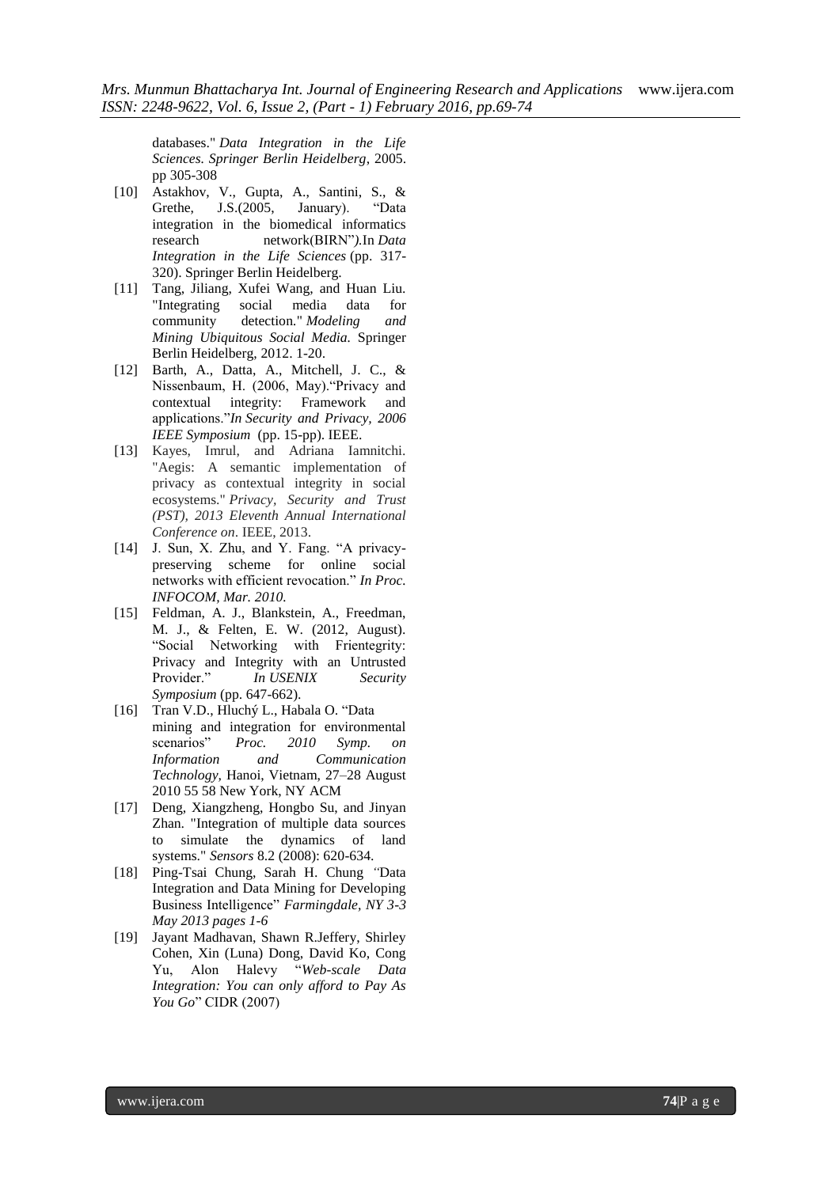databases." *Data Integration in the Life Sciences. Springer Berlin Heidelberg*, 2005. pp 305-308

[10] Astakhov, V., Gupta, A., Santini, S., & Grethe, J.S.(2005, January). "Data integration in the biomedical informatics research network(BIRN")*.*In *Data Integration in the Life Sciences* (pp. 317-320). Springer Berlin Heidelberg.

[11] Tang, Jiliang, Xufei Wang, and Huan Liu. "Integrating social media data for community detection." *Modeling and Mining Ubiquitous Social Media.* Springer Berlin Heidelberg, 2012. 1-20.

[12] Barth, A., Datta, A., Mitchell, J. C., & Nissenbaum, H. (2006, May)."Privacy and contextual integrity: Framework and applications."*In Security and Privacy, 2006 IEEE Symposium* (pp. 15-pp). IEEE.

[13] Kayes, Imrul, and Adriana Iamnitchi. "Aegis: A semantic implementation of privacy as contextual integrity in social ecosystems." *Privacy, Security and Trust (PST), 2013 Eleventh Annual International Conference on*. IEEE, 2013.

[14] J. Sun, X. Zhu, and Y. Fang. "A privacy-preserving scheme for online social networks with efficient revocation." *In Proc. INFOCOM, Mar. 2010.*

[15] Feldman, A. J., Blankstein, A., Freedman, M. J., & Felten, E. W. (2012, August). "Social Networking with Frientegrity: Privacy and Integrity with an Untrusted Provider." *In USENIX Security Symposium* (pp. 647-662).

[16] Tran V.D., Hluchý L., Habala O. "Data mining and integration for environmental scenarios" *Proc. 2010 Symp. on Information and Communication Technology,* Hanoi, Vietnam, 27–28 August 2010 55 58 New York, NY ACM

[17] Deng, Xiangzheng, Hongbo Su, and Jinyan Zhan. "Integration of multiple data sources to simulate the dynamics of land systems." *Sensors* 8.2 (2008): 620-634.

[18] Ping-Tsai Chung, Sarah H. Chung *"*Data Integration and Data Mining for Developing Business Intelligence" *Farmingdale, NY 3-3 May 2013 pages 1-6*

[19] Jayant Madhavan, Shawn R.Jeffery, Shirley Cohen, Xin (Luna) Dong, David Ko, Cong Yu, Alon Halevy "*Web-scale Data Integration: You can only afford to Pay As You Go*" CIDR (2007)